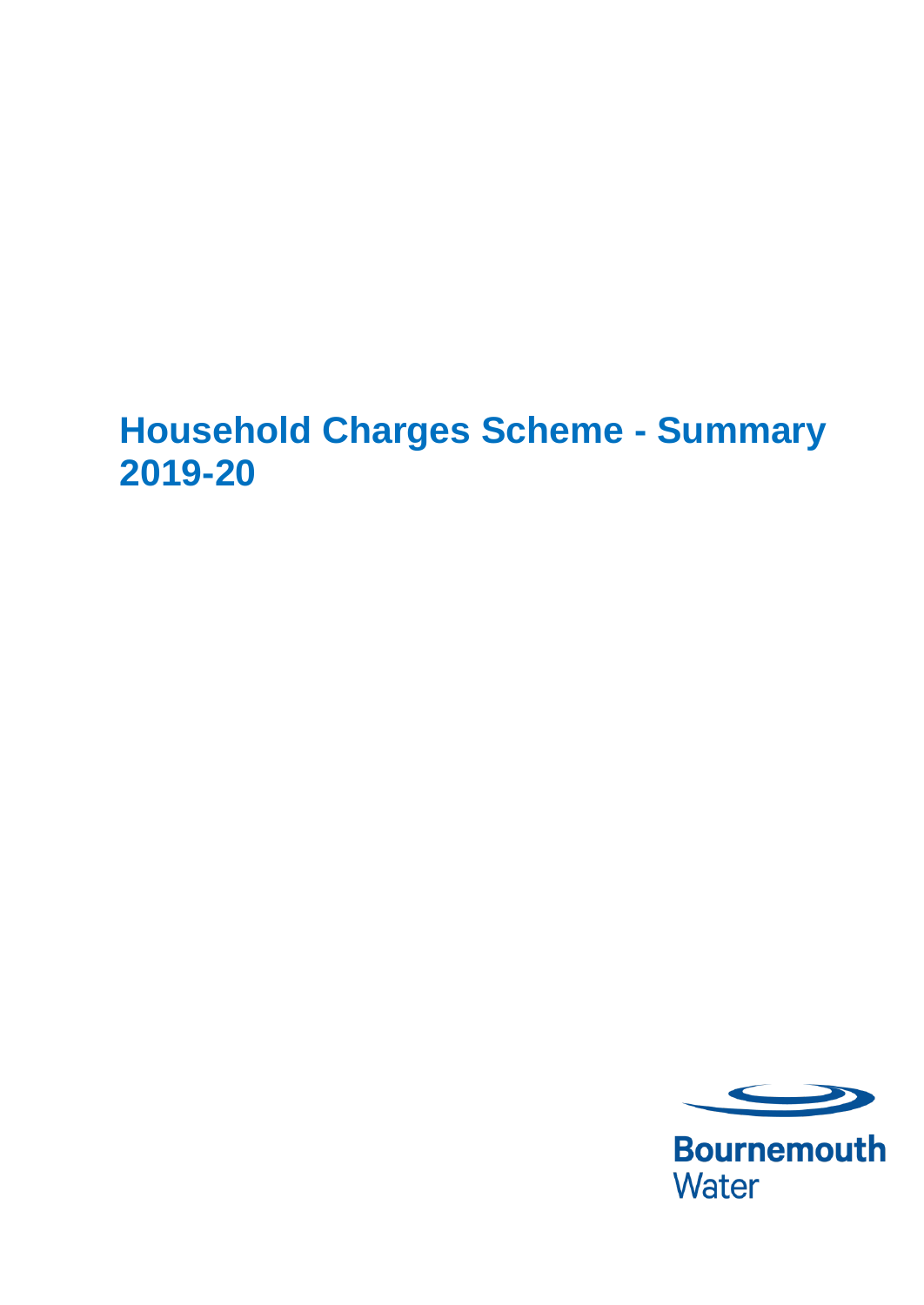# Household Charges Scheme - Summary 2019-20

Bournemouth Water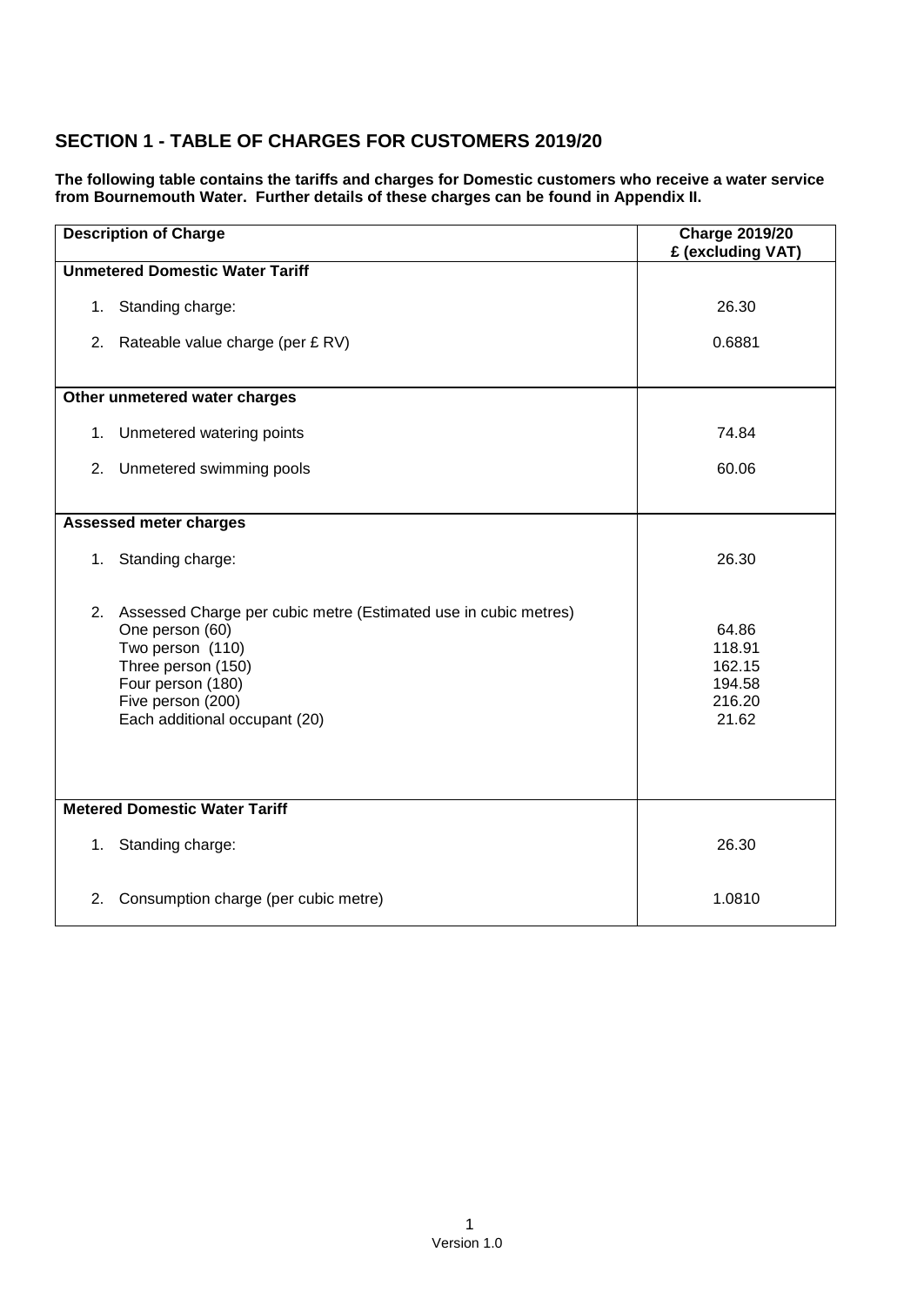## SECTION 1 - TABLE OF CHARGES FOR CUSTOMERS 2019/20

**The following table contains the tariffs and charges for Domestic customers who receive a water service from Bournemouth Water. Further details of these charges can be found in Appendix II.**

| Description of Charge | Charge 2019/20 £ (excluding VAT) |
|---|---|
| **Unmetered Domestic Water Tariff** | |
| 1. Standing charge: | 26.30 |
| 2. Rateable value charge (per £ RV) | 0.6881 |
| **Other unmetered water charges** | |
| 1. Unmetered watering points | 74.84 |
| 2. Unmetered swimming pools | 60.06 |
| **Assessed meter charges** | |
| 1. Standing charge: | 26.30 |
| 2. Assessed Charge per cubic metre (Estimated use in cubic metres) | |
| One person (60) | 64.86 |
| Two person (110) | 118.91 |
| Three person (150) | 162.15 |
| Four person (180) | 194.58 |
| Five person (200) | 216.20 |
| Each additional occupant (20) | 21.62 |
| **Metered Domestic Water Tariff** | |
| 1. Standing charge: | 26.30 |
| 2. Consumption charge (per cubic metre) | 1.0810 |

Version 1.0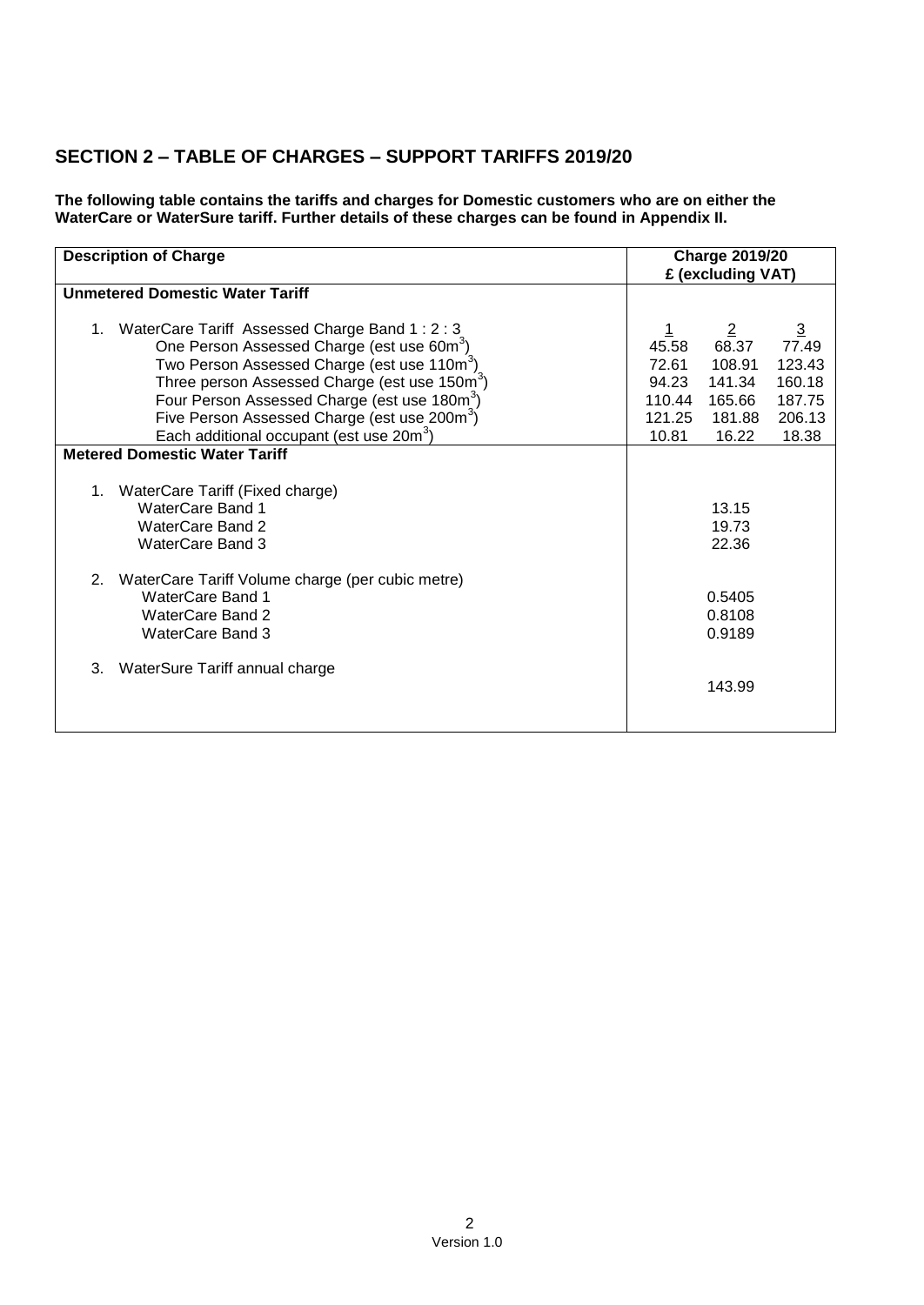## SECTION 2 – TABLE OF CHARGES – SUPPORT TARIFFS 2019/20

**The following table contains the tariffs and charges for Domestic customers who are on either the WaterCare or WaterSure tariff. Further details of these charges can be found in Appendix II.**

| Description of Charge | Charge 2019/20 £ (excluding VAT) | | |
|---|---|---|---|
| **Unmetered Domestic Water Tariff** | | | |
| 1. WaterCare Tariff Assessed Charge Band 1 : 2 : 3 | 1 | 2 | 3 |
| One Person Assessed Charge (est use $60m^3$) | 45.58 | 68.37 | 77.49 |
| Two Person Assessed Charge (est use $110m^3$) | 72.61 | 108.91 | 123.43 |
| Three person Assessed Charge (est use $150m^3$) | 94.23 | 141.34 | 160.18 |
| Four Person Assessed Charge (est use $180m^3$) | 110.44 | 165.66 | 187.75 |
| Five Person Assessed Charge (est use $200m^3$) | 121.25 | 181.88 | 206.13 |
| Each additional occupant (est use $20m^3$) | 10.81 | 16.22 | 18.38 |
| **Metered Domestic Water Tariff** | | | |
| 1. WaterCare Tariff (Fixed charge) | | | |
| WaterCare Band 1 | 13.15 | | |
| WaterCare Band 2 | 19.73 | | |
| WaterCare Band 3 | 22.36 | | |
| 2. WaterCare Tariff Volume charge (per cubic metre) | | | |
| WaterCare Band 1 | 0.5405 | | |
| WaterCare Band 2 | 0.8108 | | |
| WaterCare Band 3 | 0.9189 | | |
| 3. WaterSure Tariff annual charge | 143.99 | | |

Version 1.0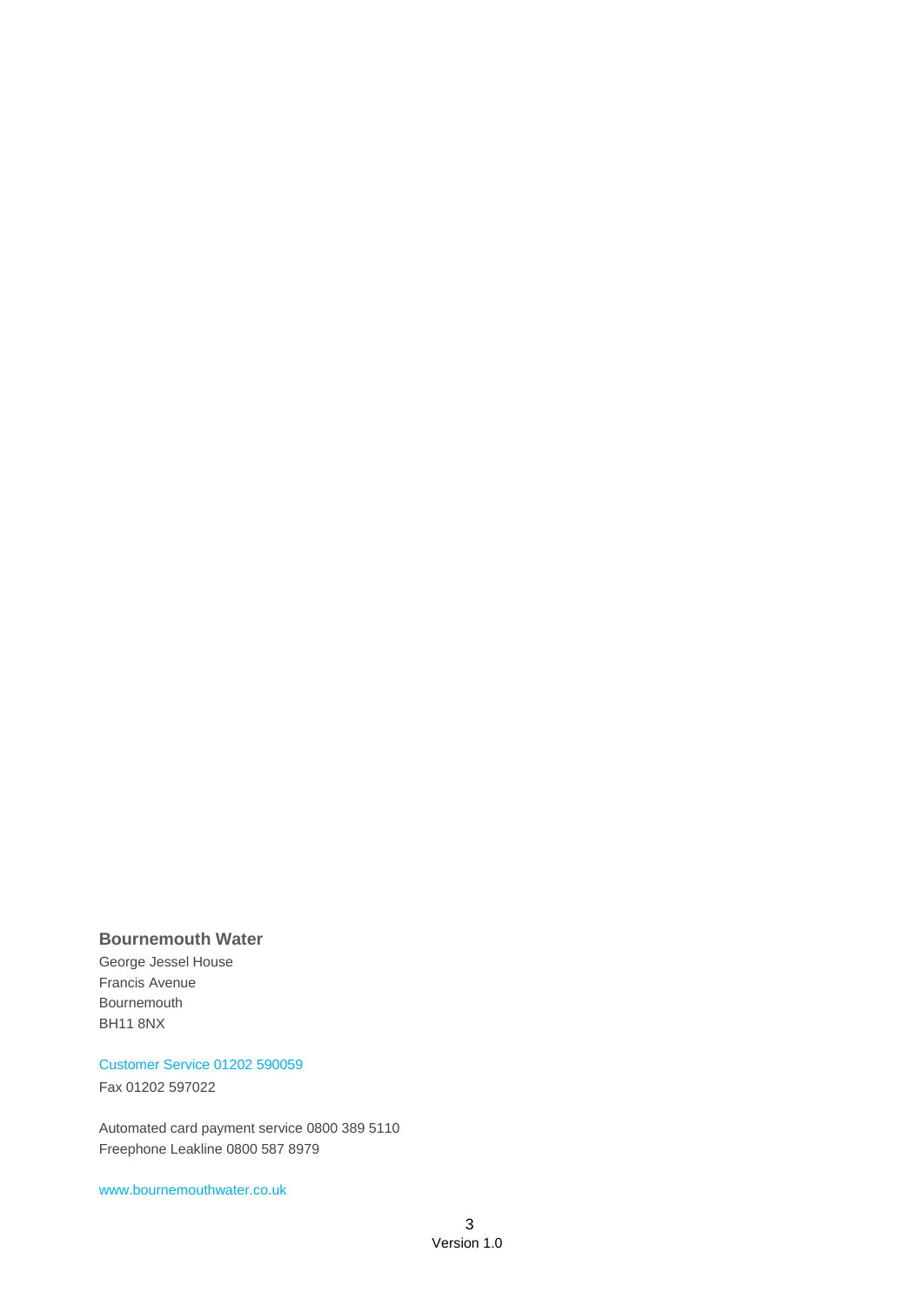**Bournemouth Water**

George Jessel House
Francis Avenue
Bournemouth
BH11 8NX

Customer Service 01202 590059

Fax 01202 597022

Automated card payment service 0800 389 5110
Freephone Leakline 0800 587 8979

www.bournemouthwater.co.uk

Version 1.0